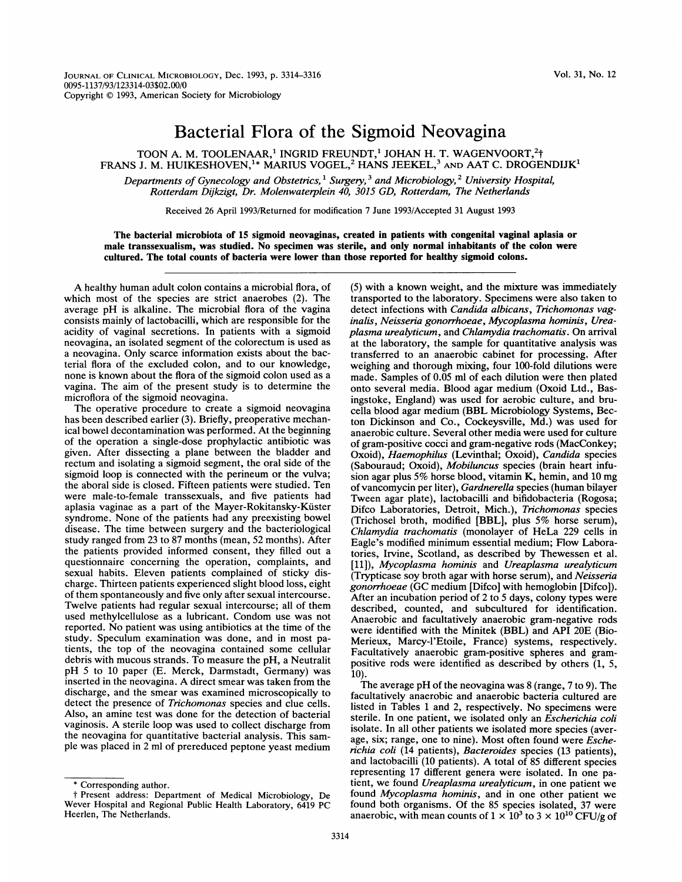# Bacterial Flora of the Sigmoid Neovagina

TOON A. M. TOOLENAAR,[1] INGRID FREUNDT,[1] JOHAN H. T. WAGENVOORT,[2†] FRANS J. M. HUIKESHOVEN,[1*] MARIUS VOGEL,[2] HANS JEEKEL,[3] AND AAT C. DROGENDIJK[1]

*Departments of Gynecology and Obstetrics,[1] Surgery,[3] and Microbiology,[2] University Hospital, Rotterdam Dijkzigt, Dr. Molenwaterplein 40, 3015 GD, Rotterdam, The Netherlands*

Received 26 April 1993/Returned for modification 7 June 1993/Accepted 31 August 1993

**The bacterial microbiota of 15 sigmoid neovaginas, created in patients with congenital vaginal aplasia or male transsexualism, was studied. No specimen was sterile, and only normal inhabitants of the colon were cultured. The total counts of bacteria were lower than those reported for healthy sigmoid colons.**

A healthy human adult colon contains a microbial flora, of which most of the species are strict anaerobes (2). The average pH is alkaline. The microbial flora of the vagina consists mainly of lactobacilli, which are responsible for the acidity of vaginal secretions. In patients with a sigmoid neovagina, an isolated segment of the colorectum is used as a neovagina. Only scarce information exists about the bacterial flora of the excluded colon, and to our knowledge, none is known about the flora of the sigmoid colon used as a vagina. The aim of the present study is to determine the microflora of the sigmoid neovagina.

The operative procedure to create a sigmoid neovagina has been described earlier (3). Briefly, preoperative mechanical bowel decontamination was performed. At the beginning of the operation a single-dose prophylactic antibiotic was given. After dissecting a plane between the bladder and rectum and isolating a sigmoid segment, the oral side of the sigmoid loop is connected with the perineum or the vulva; the aboral side is closed. Fifteen patients were studied. Ten were male-to-female transsexuals, and five patients had aplasia vaginae as a part of the Mayer-Rokitansky-Küster syndrome. None of the patients had any preexisting bowel disease. The time between surgery and the bacteriological study ranged from 23 to 87 months (mean, 52 months). After the patients provided informed consent, they filled out a questionnaire concerning the operation, complaints, and sexual habits. Eleven patients complained of sticky discharge. Thirteen patients experienced slight blood loss, eight of them spontaneously and five only after sexual intercourse. Twelve patients had regular sexual intercourse; all of them used methylcellulose as a lubricant. Condom use was not reported. No patient was using antibiotics at the time of the study. Speculum examination was done, and in most patients, the top of the neovagina contained some cellular debris with mucous strands. To measure the pH, a Neutralit pH 5 to 10 paper (E. Merck, Darmstadt, Germany) was inserted in the neovagina. A direct smear was taken from the discharge, and the smear was examined microscopically to detect the presence of *Trichomonas* species and clue cells. Also, an amine test was done for the detection of bacterial vaginosis. A sterile loop was used to collect discharge from the neovagina for quantitative bacterial analysis. This sample was placed in 2 ml of prereduced peptone yeast medium (5) with a known weight, and the mixture was immediately transported to the laboratory. Specimens were also taken to detect infections with *Candida albicans*, *Trichomonas vaginalis*, *Neisseria gonorrhoeae*, *Mycoplasma hominis*, *Ureaplasma urealyticum*, and *Chlamydia trachomatis*. On arrival at the laboratory, the sample for quantitative analysis was transferred to an anaerobic cabinet for processing. After weighing and thorough mixing, four 100-fold dilutions were made. Samples of 0.05 ml of each dilution were then plated onto several media. Blood agar medium (Oxoid Ltd., Basingstoke, England) was used for aerobic culture, and brucella blood agar medium (BBL Microbiology Systems, Becton Dickinson and Co., Cockeysville, Md.) was used for anaerobic culture. Several other media were used for culture of gram-positive cocci and gram-negative rods (MacConkey; Oxoid), *Haemophilus* (Levinthal; Oxoid), *Candida* species (Sabouraud; Oxoid), *Mobiluncus* species (brain heart infusion agar plus 5% horse blood, vitamin K, hemin, and 10 mg of vancomycin per liter), *Gardnerella* species (human bilayer Tween agar plate), lactobacilli and bifidobacteria (Rogosa; Difco Laboratories, Detroit, Mich.), *Trichomonas* species (Trichosel broth, modified [BBL], plus 5% horse serum), *Chlamydia trachomatis* (monolayer of HeLa 229 cells in Eagle's modified minimum essential medium; Flow Laboratories, Irvine, Scotland, as described by Thewessen et al. [11]), *Mycoplasma hominis* and *Ureaplasma urealyticum* (Trypticase soy broth agar with horse serum), and *Neisseria gonorrhoeae* (GC medium [Difco] with hemoglobin [Difco]). After an incubation period of 2 to 5 days, colony types were described, counted, and subcultured for identification. Anaerobic and facultatively anaerobic gram-negative rods were identified with the Minitek (BBL) and API 20E (BioMerieux, Marcy-l'Etoile, France) systems, respectively. Facultatively anaerobic gram-positive spheres and gram-positive rods were identified as described by others (1, 5, 10).

The average pH of the neovagina was 8 (range, 7 to 9). The facultatively anaerobic and anaerobic bacteria cultured are listed in Tables 1 and 2, respectively. No specimens were sterile. In one patient, we isolated only an *Escherichia coli* isolate. In all other patients we isolated more species (average, six; range, one to nine). Most often found were *Escherichia coli* (14 patients), *Bacteroides* species (13 patients), and lactobacilli (10 patients). A total of 85 different species representing 17 different genera were isolated. In one patient, we found *Ureaplasma urealyticum*, in one patient we found *Mycoplasma hominis*, and in one other patient we found both organisms. Of the 85 species isolated, 37 were anaerobic, with mean counts of $1 \times 10^3$ to $3 \times 10^{10}$ CFU/g of

\* Corresponding author.

† Present address: Department of Medical Microbiology, De Wever Hospital and Regional Public Health Laboratory, 6419 PC Heerlen, The Netherlands.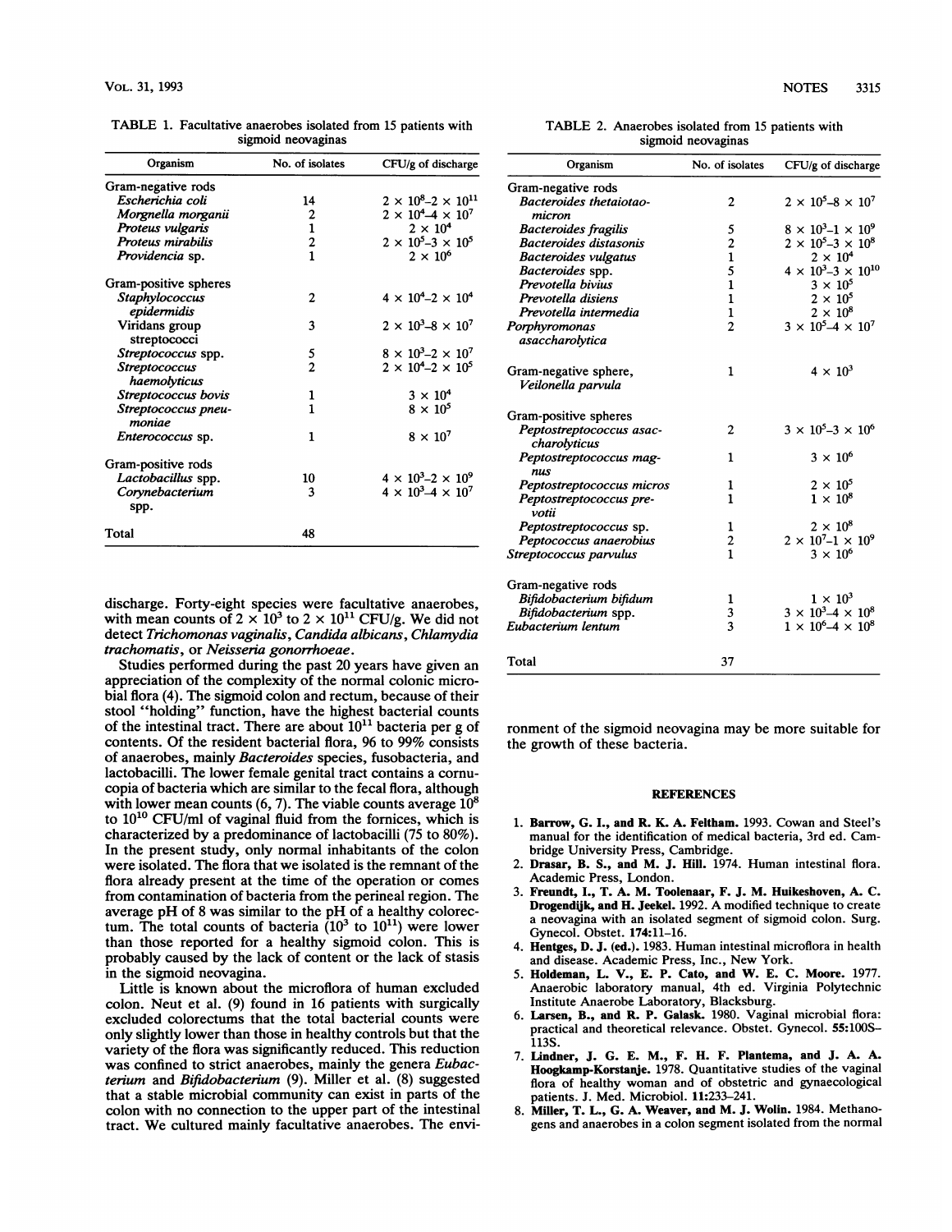TABLE 1. Facultative anaerobes isolated from 15 patients with sigmoid neovaginas

| Organism | No. of isolates | CFU/g of discharge |
|---|---|---|
| Gram-negative rods | | |
| *Escherichia coli* | 14 | $2 \times 10^8$–$2 \times 10^{11}$ |
| *Morgnella morganii* | 2 | $2 \times 10^4$–$4 \times 10^7$ |
| *Proteus vulgaris* | 1 | $2 \times 10^4$ |
| *Proteus mirabilis* | 2 | $2 \times 10^5$–$3 \times 10^5$ |
| *Providencia* sp. | 1 | $2 \times 10^6$ |
| Gram-positive spheres | | |
| *Staphylococcus epidermidis* | 2 | $4 \times 10^4$–$2 \times 10^4$ |
| Viridans group streptococci | 3 | $2 \times 10^3$–$8 \times 10^7$ |
| *Streptococcus* spp. | 5 | $8 \times 10^3$–$2 \times 10^7$ |
| *Streptococcus haemolyticus* | 2 | $2 \times 10^4$–$2 \times 10^5$ |
| *Streptococcus bovis* | 1 | $3 \times 10^4$ |
| *Streptococcus pneumoniae* | 1 | $8 \times 10^5$ |
| *Enterococcus* sp. | 1 | $8 \times 10^7$ |
| Gram-positive rods | | |
| *Lactobacillus* spp. | 10 | $4 \times 10^3$–$2 \times 10^9$ |
| *Corynebacterium* spp. | 3 | $4 \times 10^3$–$4 \times 10^7$ |
| Total | 48 | |

TABLE 2. Anaerobes isolated from 15 patients with sigmoid neovaginas

| Organism | No. of isolates | CFU/g of discharge |
|---|---|---|
| Gram-negative rods | | |
| *Bacteroides thetaiotaomicron* | 2 | $2 \times 10^5$–$8 \times 10^7$ |
| *Bacteroides fragilis* | 5 | $8 \times 10^3$–$1 \times 10^9$ |
| *Bacteroides distasonis* | 2 | $2 \times 10^5$–$3 \times 10^8$ |
| *Bacteroides vulgatus* | 1 | $2 \times 10^4$ |
| *Bacteroides* spp. | 5 | $4 \times 10^3$–$3 \times 10^{10}$ |
| *Prevotella bivius* | 1 | $3 \times 10^5$ |
| *Prevotella disiens* | 1 | $2 \times 10^5$ |
| *Prevotella intermedia* | 1 | $2 \times 10^8$ |
| *Porphyromonas asaccharolytica* | 2 | $3 \times 10^5$–$4 \times 10^7$ |
| Gram-negative sphere, *Veilonella parvula* | 1 | $4 \times 10^3$ |
| Gram-positive spheres | | |
| *Peptostreptococcus asaccharolyticus* | 2 | $3 \times 10^5$–$3 \times 10^6$ |
| *Peptostreptococcus magnus* | 1 | $3 \times 10^6$ |
| *Peptostreptococcus micros* | 1 | $2 \times 10^5$ |
| *Peptostreptococcus prevotii* | 1 | $1 \times 10^8$ |
| *Peptostreptococcus* sp. | 1 | $2 \times 10^8$ |
| *Peptococcus anaerobius* | 2 | $2 \times 10^7$–$1 \times 10^9$ |
| *Streptococcus parvulus* | 1 | $3 \times 10^6$ |
| Gram-negative rods | | |
| *Bifidobacterium bifidum* | 1 | $1 \times 10^3$ |
| *Bifidobacterium* spp. | 3 | $3 \times 10^3$–$4 \times 10^8$ |
| *Eubacterium lentum* | 3 | $1 \times 10^6$–$4 \times 10^8$ |
| Total | 37 | |

discharge. Forty-eight species were facultative anaerobes, with mean counts of $2 \times 10^3$ to $2 \times 10^{11}$ CFU/g. We did not detect *Trichomonas vaginalis*, *Candida albicans*, *Chlamydia trachomatis*, or *Neisseria gonorrhoeae*.

Studies performed during the past 20 years have given an appreciation of the complexity of the normal colonic microbial flora (4). The sigmoid colon and rectum, because of their stool "holding" function, have the highest bacterial counts of the intestinal tract. There are about $10^{11}$ bacteria per g of contents. Of the resident bacterial flora, 96 to 99% consists of anaerobes, mainly *Bacteroides* species, fusobacteria, and lactobacilli. The lower female genital tract contains a cornucopia of bacteria which are similar to the fecal flora, although with lower mean counts (6, 7). The viable counts average $10^8$ to $10^{10}$ CFU/ml of vaginal fluid from the fornices, which is characterized by a predominance of lactobacilli (75 to 80%). In the present study, only normal inhabitants of the colon were isolated. The flora that we isolated is the remnant of the flora already present at the time of the operation or comes from contamination of bacteria from the perineal region. The average pH of 8 was similar to the pH of a healthy colorectum. The total counts of bacteria ($10^3$ to $10^{11}$) were lower than those reported for a healthy sigmoid colon. This is probably caused by the lack of content or the lack of stasis in the sigmoid neovagina.

Little is known about the microflora of human excluded colon. Neut et al. (9) found in 16 patients with surgically excluded colorectums that the total bacterial counts were only slightly lower than those in healthy controls but that the variety of the flora was significantly reduced. This reduction was confined to strict anaerobes, mainly the genera *Eubacterium* and *Bifidobacterium* (9). Miller et al. (8) suggested that a stable microbial community can exist in parts of the colon with no connection to the upper part of the intestinal tract. We cultured mainly facultative anaerobes. The environment of the sigmoid neovagina may be more suitable for the growth of these bacteria.

## REFERENCES

1. **Barrow, G. I., and R. K. A. Feltham.** 1993. Cowan and Steel's manual for the identification of medical bacteria, 3rd ed. Cambridge University Press, Cambridge.
2. **Drasar, B. S., and M. J. Hill.** 1974. Human intestinal flora. Academic Press, London.
3. **Freundt, I., T. A. M. Toolenaar, F. J. M. Huikeshoven, A. C. Drogendijk, and H. Jeekel.** 1992. A modified technique to create a neovagina with an isolated segment of sigmoid colon. Surg. Gynecol. Obstet. 174:11–16.
4. **Hentges, D. J. (ed.).** 1983. Human intestinal microflora in health and disease. Academic Press, Inc., New York.
5. **Holdeman, L. V., E. P. Cato, and W. E. C. Moore.** 1977. Anaerobic laboratory manual, 4th ed. Virginia Polytechnic Institute Anaerobe Laboratory, Blacksburg.
6. **Larsen, B., and R. P. Galask.** 1980. Vaginal microbial flora: practical and theoretical relevance. Obstet. Gynecol. 55:100S–113S.
7. **Lindner, J. G. E. M., F. H. F. Plantema, and J. A. A. Hoogkamp-Korstanje.** 1978. Quantitative studies of the vaginal flora of healthy woman and of obstetric and gynaecological patients. J. Med. Microbiol. 11:233–241.
8. **Miller, T. L., G. A. Weaver, and M. J. Wolin.** 1984. Methanogens and anaerobes in a colon segment isolated from the normal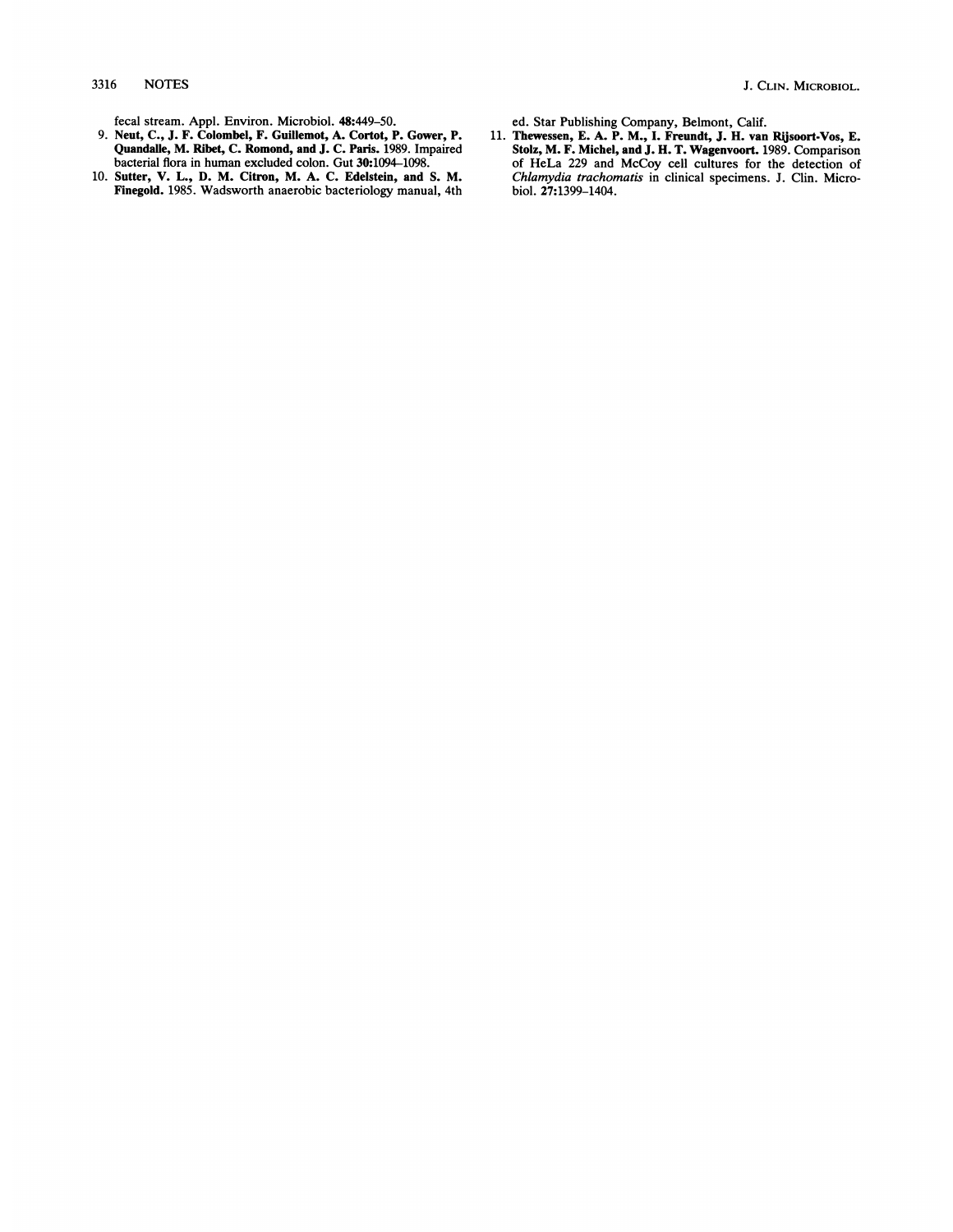fecal stream. Appl. Environ. Microbiol. 48:449–50.

9. **Neut, C., J. F. Colombel, F. Guillemot, A. Cortot, P. Gower, P. Quandalle, M. Ribet, C. Romond, and J. C. Paris.** 1989. Impaired bacterial flora in human excluded colon. Gut **30**:1094–1098.
10. **Sutter, V. L., D. M. Citron, M. A. C. Edelstein, and S. M. Finegold.** 1985. Wadsworth anaerobic bacteriology manual, 4th ed. Star Publishing Company, Belmont, Calif.
11. **Thewessen, E. A. P. M., I. Freundt, J. H. van Rijsoort-Vos, E. Stolz, M. F. Michel, and J. H. T. Wagenvoort.** 1989. Comparison of HeLa 229 and McCoy cell cultures for the detection of *Chlamydia trachomatis* in clinical specimens. J. Clin. Microbiol. **27**:1399–1404.